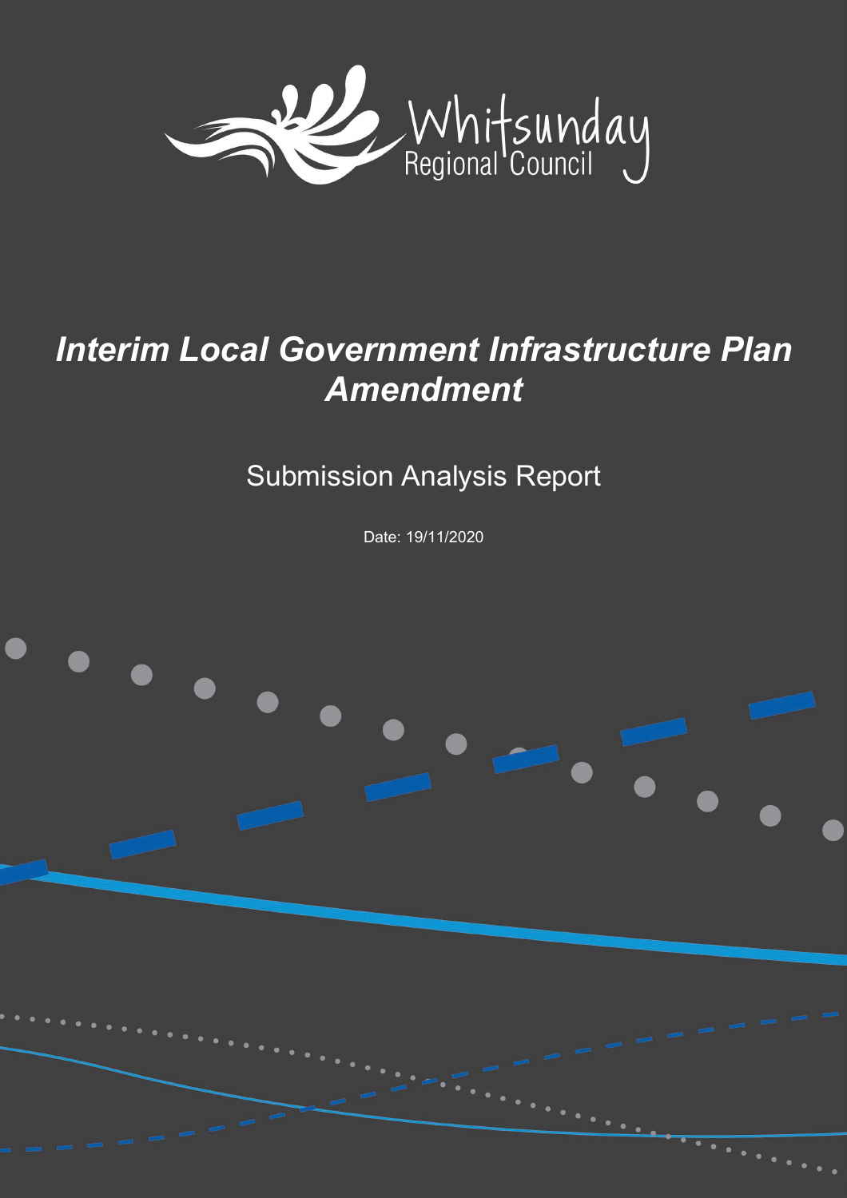Whitsunday Regional Council

# *Interim Local Government Infrastructure Plan Amendment*

## Submission Analysis Report

Date: 19/11/2020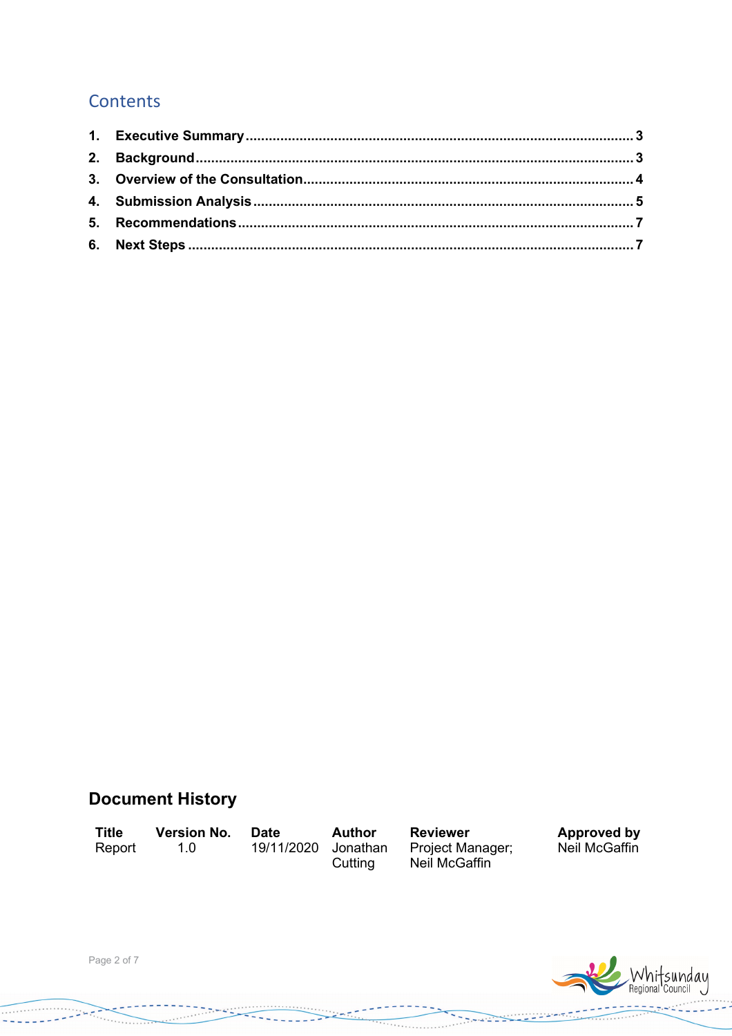## Contents

1. **Executive Summary** .......... 3
2. **Background** .......... 3
3. **Overview of the Consultation** .......... 4
4. **Submission Analysis** .......... 5
5. **Recommendations** .......... 7
6. **Next Steps** .......... 7

## Document History

| Title | Version No. | Date | Author | Reviewer | Approved by |
| --- | --- | --- | --- | --- | --- |
| Report | 1.0 | 19/11/2020 | Jonathan Cutting | Project Manager; Neil McGaffin | Neil McGaffin |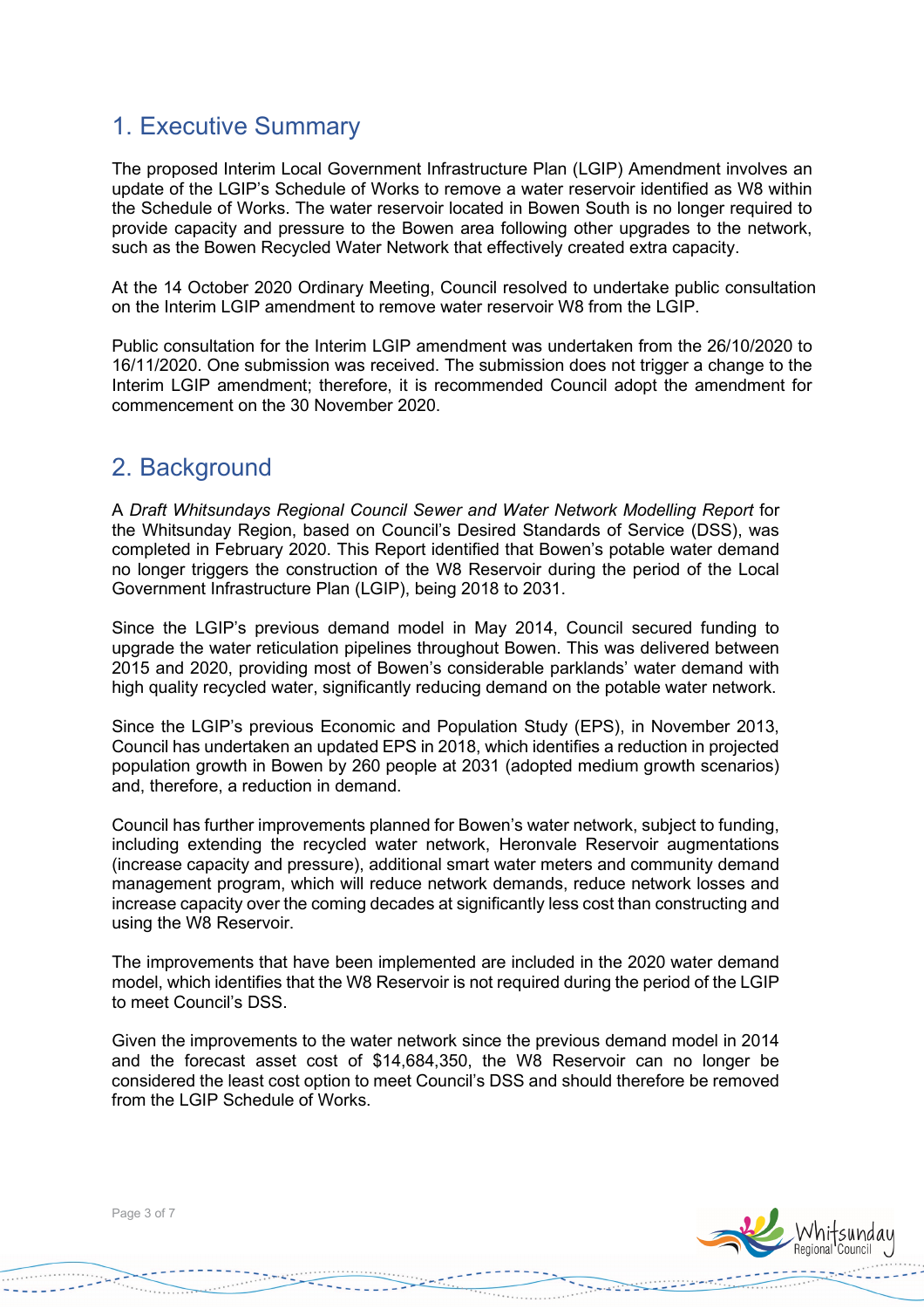# 1. Executive Summary

The proposed Interim Local Government Infrastructure Plan (LGIP) Amendment involves an update of the LGIP's Schedule of Works to remove a water reservoir identified as W8 within the Schedule of Works. The water reservoir located in Bowen South is no longer required to provide capacity and pressure to the Bowen area following other upgrades to the network, such as the Bowen Recycled Water Network that effectively created extra capacity.

At the 14 October 2020 Ordinary Meeting, Council resolved to undertake public consultation on the Interim LGIP amendment to remove water reservoir W8 from the LGIP.

Public consultation for the Interim LGIP amendment was undertaken from the 26/10/2020 to 16/11/2020. One submission was received. The submission does not trigger a change to the Interim LGIP amendment; therefore, it is recommended Council adopt the amendment for commencement on the 30 November 2020.

# 2. Background

A *Draft Whitsundays Regional Council Sewer and Water Network Modelling Report* for the Whitsunday Region, based on Council's Desired Standards of Service (DSS), was completed in February 2020. This Report identified that Bowen's potable water demand no longer triggers the construction of the W8 Reservoir during the period of the Local Government Infrastructure Plan (LGIP), being 2018 to 2031.

Since the LGIP's previous demand model in May 2014, Council secured funding to upgrade the water reticulation pipelines throughout Bowen. This was delivered between 2015 and 2020, providing most of Bowen's considerable parklands' water demand with high quality recycled water, significantly reducing demand on the potable water network.

Since the LGIP's previous Economic and Population Study (EPS), in November 2013, Council has undertaken an updated EPS in 2018, which identifies a reduction in projected population growth in Bowen by 260 people at 2031 (adopted medium growth scenarios) and, therefore, a reduction in demand.

Council has further improvements planned for Bowen's water network, subject to funding, including extending the recycled water network, Heronvale Reservoir augmentations (increase capacity and pressure), additional smart water meters and community demand management program, which will reduce network demands, reduce network losses and increase capacity over the coming decades at significantly less cost than constructing and using the W8 Reservoir.

The improvements that have been implemented are included in the 2020 water demand model, which identifies that the W8 Reservoir is not required during the period of the LGIP to meet Council's DSS.

Given the improvements to the water network since the previous demand model in 2014 and the forecast asset cost of $14,684,350, the W8 Reservoir can no longer be considered the least cost option to meet Council's DSS and should therefore be removed from the LGIP Schedule of Works.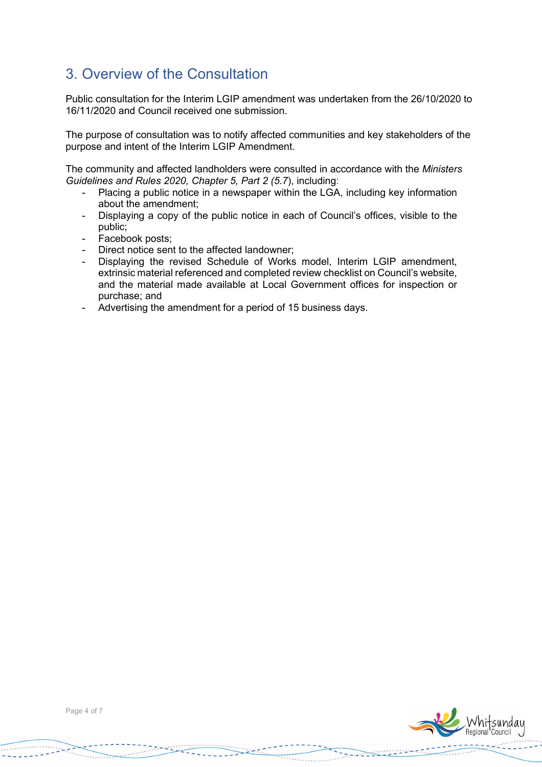## 3. Overview of the Consultation

Public consultation for the Interim LGIP amendment was undertaken from the 26/10/2020 to 16/11/2020 and Council received one submission.

The purpose of consultation was to notify affected communities and key stakeholders of the purpose and intent of the Interim LGIP Amendment.

The community and affected landholders were consulted in accordance with the *Ministers Guidelines and Rules 2020, Chapter 5, Part 2 (5.7*), including:

- Placing a public notice in a newspaper within the LGA, including key information about the amendment;
- Displaying a copy of the public notice in each of Council's offices, visible to the public;
- Facebook posts;
- Direct notice sent to the affected landowner;
- Displaying the revised Schedule of Works model, Interim LGIP amendment, extrinsic material referenced and completed review checklist on Council's website, and the material made available at Local Government offices for inspection or purchase; and
- Advertising the amendment for a period of 15 business days.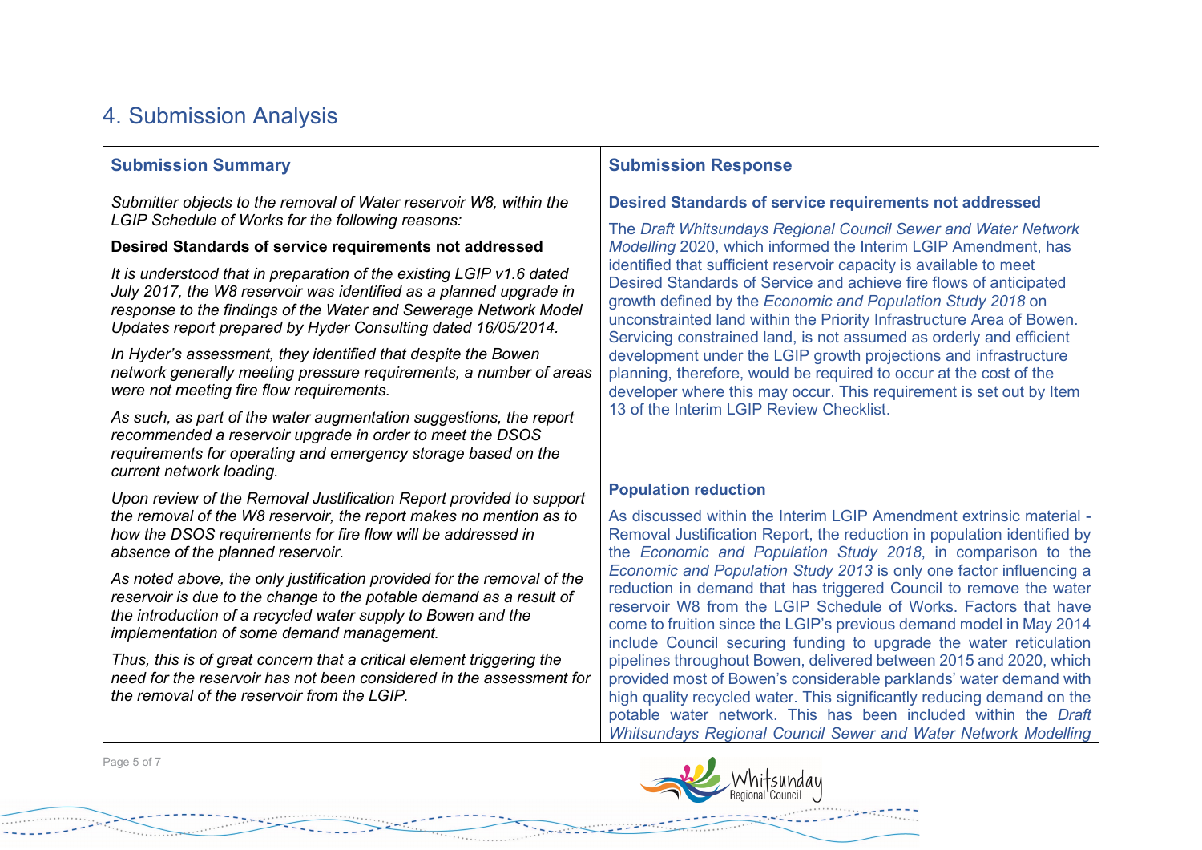## 4. Submission Analysis

| **Submission Summary** | **Submission Response** |
|---|---|
| *Submitter objects to the removal of Water reservoir W8, within the LGIP Schedule of Works for the following reasons:*<br><br>**Desired Standards of service requirements not addressed**<br><br>*It is understood that in preparation of the existing LGIP v1.6 dated July 2017, the W8 reservoir was identified as a planned upgrade in response to the findings of the Water and Sewerage Network Model Updates report prepared by Hyder Consulting dated 16/05/2014.*<br><br>*In Hyder's assessment, they identified that despite the Bowen network generally meeting pressure requirements, a number of areas were not meeting fire flow requirements.*<br><br>*As such, as part of the water augmentation suggestions, the report recommended a reservoir upgrade in order to meet the DSOS requirements for operating and emergency storage based on the current network loading.*<br><br>*Upon review of the Removal Justification Report provided to support the removal of the W8 reservoir, the report makes no mention as to how the DSOS requirements for fire flow will be addressed in absence of the planned reservoir.*<br><br>*As noted above, the only justification provided for the removal of the reservoir is due to the change to the potable demand as a result of the introduction of a recycled water supply to Bowen and the implementation of some demand management.*<br><br>*Thus, this is of great concern that a critical element triggering the need for the reservoir has not been considered in the assessment for the removal of the reservoir from the LGIP.* | **Desired Standards of service requirements not addressed**<br><br>The *Draft Whitsundays Regional Council Sewer and Water Network Modelling* 2020, which informed the Interim LGIP Amendment, has identified that sufficient reservoir capacity is available to meet Desired Standards of Service and achieve fire flows of anticipated growth defined by the *Economic and Population Study 2018* on unconstrainted land within the Priority Infrastructure Area of Bowen. Servicing constrained land, is not assumed as orderly and efficient development under the LGIP growth projections and infrastructure planning, therefore, would be required to occur at the cost of the developer where this may occur. This requirement is set out by Item 13 of the Interim LGIP Review Checklist.<br><br>**Population reduction**<br><br>As discussed within the Interim LGIP Amendment extrinsic material - Removal Justification Report, the reduction in population identified by the *Economic and Population Study 2018*, in comparison to the *Economic and Population Study 2013* is only one factor influencing a reduction in demand that has triggered Council to remove the water reservoir W8 from the LGIP Schedule of Works. Factors that have come to fruition since the LGIP's previous demand model in May 2014 include Council securing funding to upgrade the water reticulation pipelines throughout Bowen, delivered between 2015 and 2020, which provided most of Bowen's considerable parklands' water demand with high quality recycled water. This significantly reducing demand on the potable water network. This has been included within the *Draft Whitsundays Regional Council Sewer and Water Network Modelling* |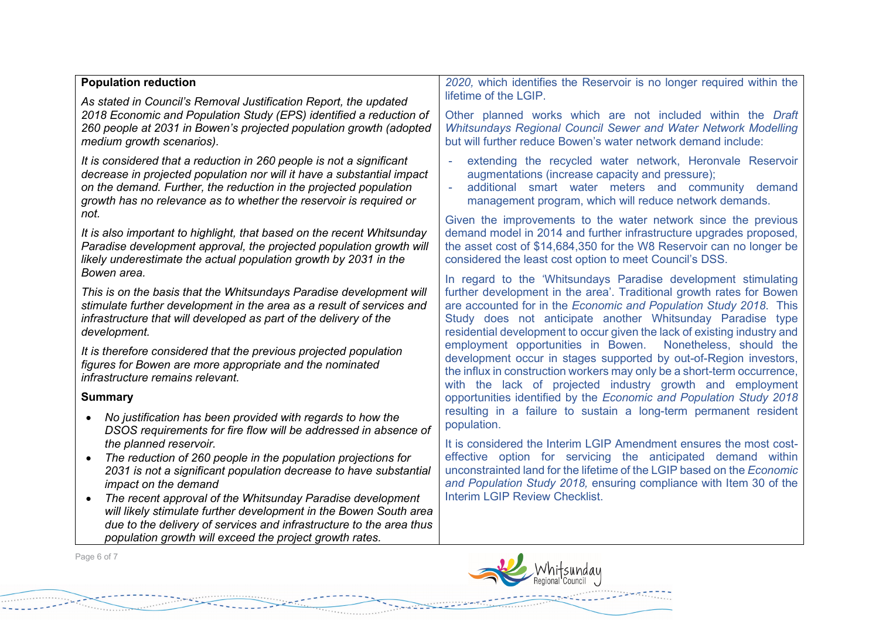| **Population reduction**<br><br>*As stated in Council's Removal Justification Report, the updated 2018 Economic and Population Study (EPS) identified a reduction of 260 people at 2031 in Bowen's projected population growth (adopted medium growth scenarios).*<br><br>*It is considered that a reduction in 260 people is not a significant decrease in projected population nor will it have a substantial impact on the demand. Further, the reduction in the projected population growth has no relevance as to whether the reservoir is required or not.*<br><br>*It is also important to highlight, that based on the recent Whitsunday Paradise development approval, the projected population growth will likely underestimate the actual population growth by 2031 in the Bowen area.*<br><br>*This is on the basis that the Whitsundays Paradise development will stimulate further development in the area as a result of services and infrastructure that will developed as part of the delivery of the development.*<br><br>*It is therefore considered that the previous projected population figures for Bowen are more appropriate and the nominated infrastructure remains relevant.*<br><br>**Summary**<br><br>• *No justification has been provided with regards to how the DSOS requirements for fire flow will be addressed in absence of the planned reservoir.*<br>• *The reduction of 260 people in the population projections for 2031 is not a significant population decrease to have substantial impact on the demand*<br>• *The recent approval of the Whitsunday Paradise development will likely stimulate further development in the Bowen South area due to the delivery of services and infrastructure to the area thus population growth will exceed the project growth rates.* | *2020,* which identifies the Reservoir is no longer required within the lifetime of the LGIP.<br><br>Other planned works which are not included within the *Draft Whitsundays Regional Council Sewer and Water Network Modelling* but will further reduce Bowen's water network demand include:<br><br>- extending the recycled water network, Heronvale Reservoir augmentations (increase capacity and pressure);<br>- additional smart water meters and community demand management program, which will reduce network demands.<br><br>Given the improvements to the water network since the previous demand model in 2014 and further infrastructure upgrades proposed, the asset cost of $14,684,350 for the W8 Reservoir can no longer be considered the least cost option to meet Council's DSS.<br><br>In regard to the 'Whitsundays Paradise development stimulating further development in the area'. Traditional growth rates for Bowen are accounted for in the *Economic and Population Study 2018*. This Study does not anticipate another Whitsunday Paradise type residential development to occur given the lack of existing industry and employment opportunities in Bowen. Nonetheless, should the development occur in stages supported by out-of-Region investors, the influx in construction workers may only be a short-term occurrence, with the lack of projected industry growth and employment opportunities identified by the *Economic and Population Study 2018* resulting in a failure to sustain a long-term permanent resident population.<br><br>It is considered the Interim LGIP Amendment ensures the most cost-effective option for servicing the anticipated demand within unconstrainted land for the lifetime of the LGIP based on the *Economic and Population Study 2018,* ensuring compliance with Item 30 of the Interim LGIP Review Checklist. |
|---|---|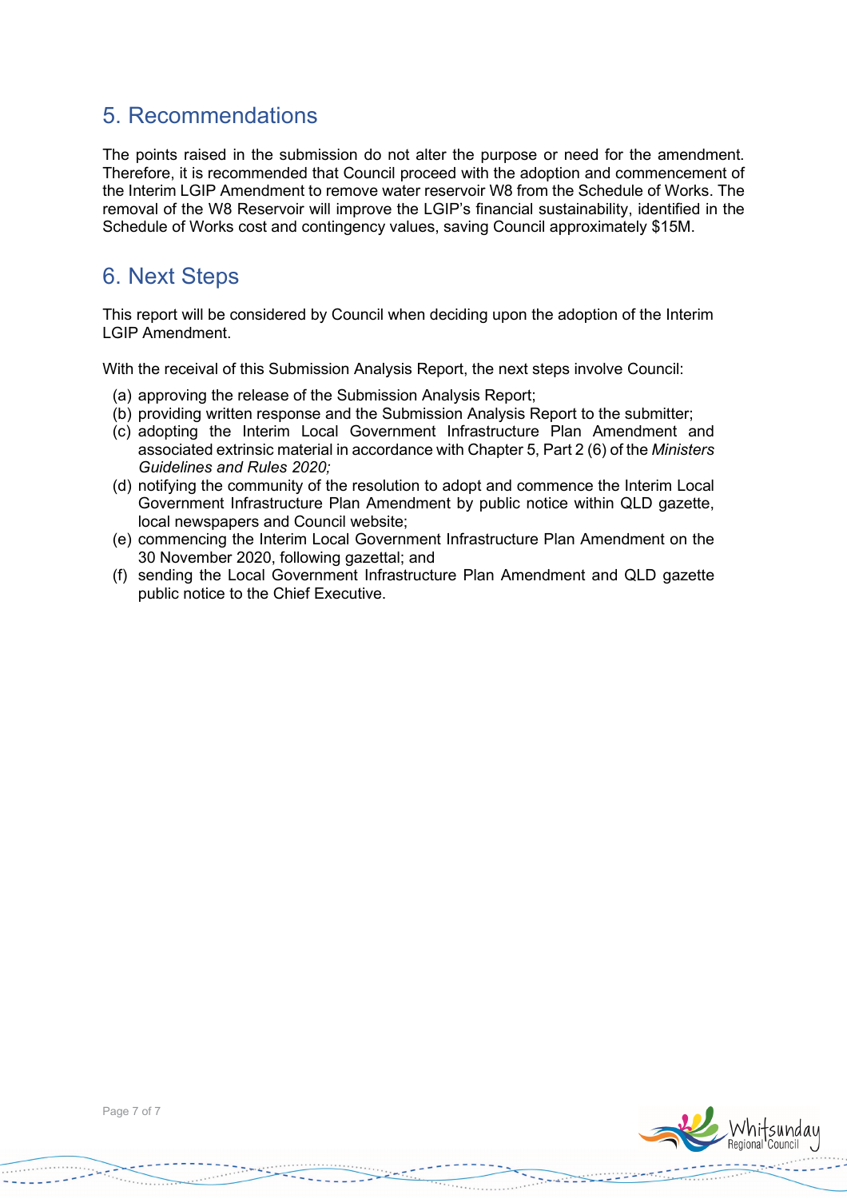## 5. Recommendations

The points raised in the submission do not alter the purpose or need for the amendment. Therefore, it is recommended that Council proceed with the adoption and commencement of the Interim LGIP Amendment to remove water reservoir W8 from the Schedule of Works. The removal of the W8 Reservoir will improve the LGIP's financial sustainability, identified in the Schedule of Works cost and contingency values, saving Council approximately $15M.

## 6. Next Steps

This report will be considered by Council when deciding upon the adoption of the Interim LGIP Amendment.

With the receival of this Submission Analysis Report, the next steps involve Council:

(a) approving the release of the Submission Analysis Report;
(b) providing written response and the Submission Analysis Report to the submitter;
(c) adopting the Interim Local Government Infrastructure Plan Amendment and associated extrinsic material in accordance with Chapter 5, Part 2 (6) of the *Ministers Guidelines and Rules 2020;*
(d) notifying the community of the resolution to adopt and commence the Interim Local Government Infrastructure Plan Amendment by public notice within QLD gazette, local newspapers and Council website;
(e) commencing the Interim Local Government Infrastructure Plan Amendment on the 30 November 2020, following gazettal; and
(f) sending the Local Government Infrastructure Plan Amendment and QLD gazette public notice to the Chief Executive.